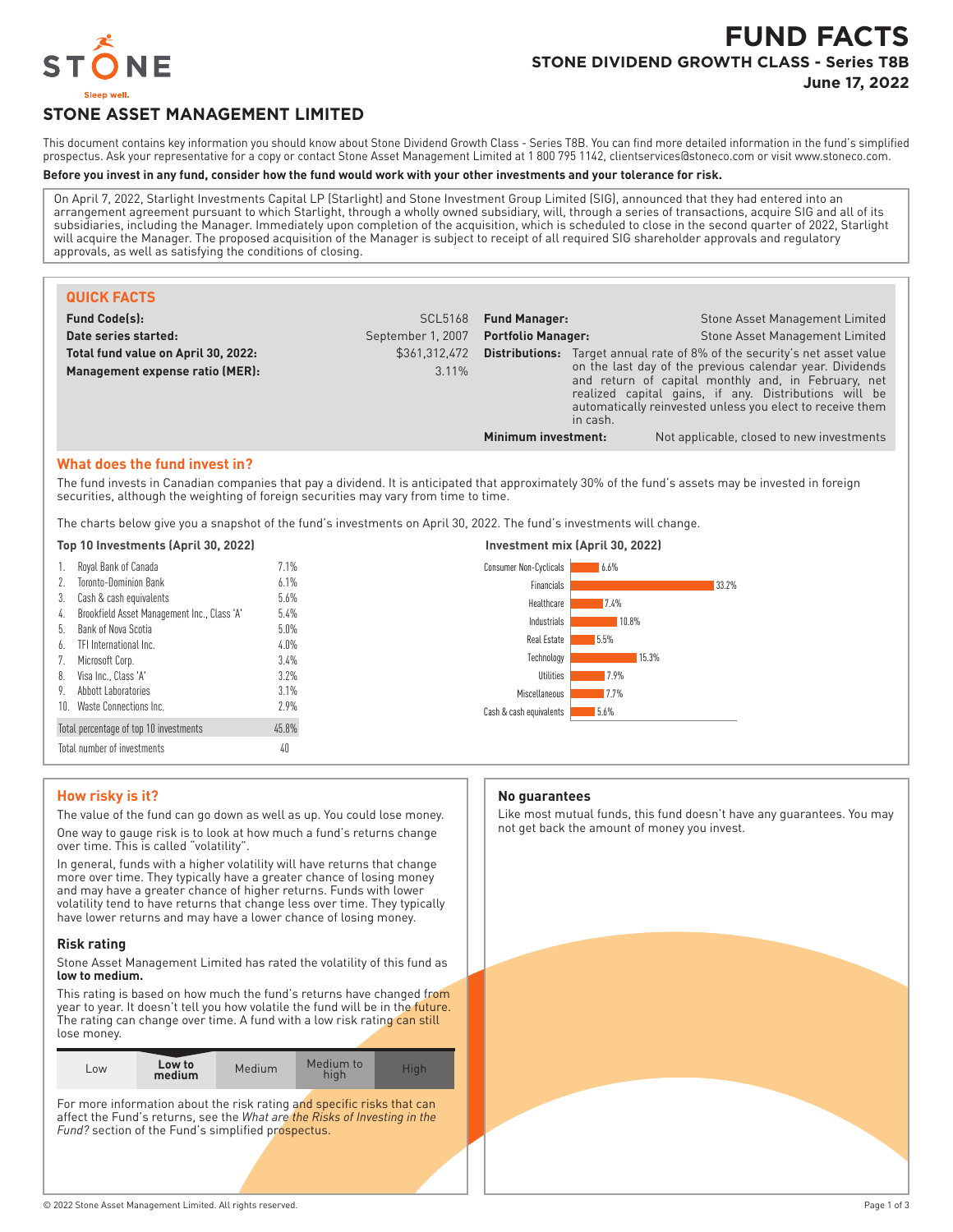# FUND FACTS

## STONE DIVIDEND GROWTH CLASS - Series T8B

**June 17, 2022**

## STONE ASSET MANAGEMENT LIMITED

This document contains key information you should know about Stone Dividend Growth Class - Series T8B. You can find more detailed information in the fund's simplified prospectus. Ask your representative for a copy or contact Stone Asset Management Limited at 1 800 795 1142, clientservices@stoneco.com or visit www.stoneco.com.

**Before you invest in any fund, consider how the fund would work with your other investments and your tolerance for risk.**

On April 7, 2022, Starlight Investments Capital LP (Starlight) and Stone Investment Group Limited (SIG), announced that they had entered into an arrangement agreement pursuant to which Starlight, through a wholly owned subsidiary, will, through a series of transactions, acquire SIG and all of its subsidiaries, including the Manager. Immediately upon completion of the acquisition, which is scheduled to close in the second quarter of 2022, Starlight will acquire the Manager. The proposed acquisition of the Manager is subject to receipt of all required SIG shareholder approvals and regulatory approvals, as well as satisfying the conditions of closing.

### QUICK FACTS

| | |
|---|---|
| **Fund Code(s):** | SCL5168 |
| **Date series started:** | September 1, 2007 |
| **Total fund value on April 30, 2022:** | $361,312,472 |
| **Management expense ratio (MER):** | 3.11% |
| **Fund Manager:** | Stone Asset Management Limited |
| **Portfolio Manager:** | Stone Asset Management Limited |
| **Distributions:** | Target annual rate of 8% of the security's net asset value on the last day of the previous calendar year. Dividends and return of capital monthly and, in February, net realized capital gains, if any. Distributions will be automatically reinvested unless you elect to receive them in cash. |
| **Minimum investment:** | Not applicable, closed to new investments |

### What does the fund invest in?

The fund invests in Canadian companies that pay a dividend. It is anticipated that approximately 30% of the fund's assets may be invested in foreign securities, although the weighting of foreign securities may vary from time to time.

The charts below give you a snapshot of the fund's investments on April 30, 2022. The fund's investments will change.

**Top 10 Investments (April 30, 2022)**

| | Investment | % |
|---|---|---|
| 1. | Royal Bank of Canada | 7.1% |
| 2. | Toronto-Dominion Bank | 6.1% |
| 3. | Cash & cash equivalents | 5.6% |
| 4. | Brookfield Asset Management Inc., Class 'A' | 5.4% |
| 5. | Bank of Nova Scotia | 5.0% |
| 6. | TFI International Inc. | 4.0% |
| 7. | Microsoft Corp. | 3.4% |
| 8. | Visa Inc., Class 'A' | 3.2% |
| 9. | Abbott Laboratories | 3.1% |
| 10. | Waste Connections Inc. | 2.9% |
| | Total percentage of top 10 investments | 45.8% |
| | Total number of investments | 40 |

**Investment mix (April 30, 2022)**

| Sector | % |
|---|---|
| Consumer Non-Cyclicals | 6.6% |
| Financials | 33.2% |
| Healthcare | 7.4% |
| Industrials | 10.8% |
| Real Estate | 5.5% |
| Technology | 15.3% |
| Utilities | 7.9% |
| Miscellaneous | 7.7% |
| Cash & cash equivalents | 5.6% |

### How risky is it?

The value of the fund can go down as well as up. You could lose money.

One way to gauge risk is to look at how much a fund's returns change over time. This is called "volatility".

In general, funds with a higher volatility will have returns that change more over time. They typically have a greater chance of losing money and may have a greater chance of higher returns. Funds with lower volatility tend to have returns that change less over time. They typically have lower returns and may have a lower chance of losing money.

#### Risk rating

Stone Asset Management Limited has rated the volatility of this fund as **low to medium.**

This rating is based on how much the fund's returns have changed from year to year. It doesn't tell you how volatile the fund will be in the future. The rating can change over time. A fund with a low risk rating can still lose money.

| Low | **Low to medium** | Medium | Medium to high | High |
|---|---|---|---|---|

For more information about the risk rating and specific risks that can affect the Fund's returns, see the *What are the Risks of Investing in the Fund?* section of the Fund's simplified prospectus.

### No guarantees

Like most mutual funds, this fund doesn't have any guarantees. You may not get back the amount of money you invest.

© 2022 Stone Asset Management Limited. All rights reserved.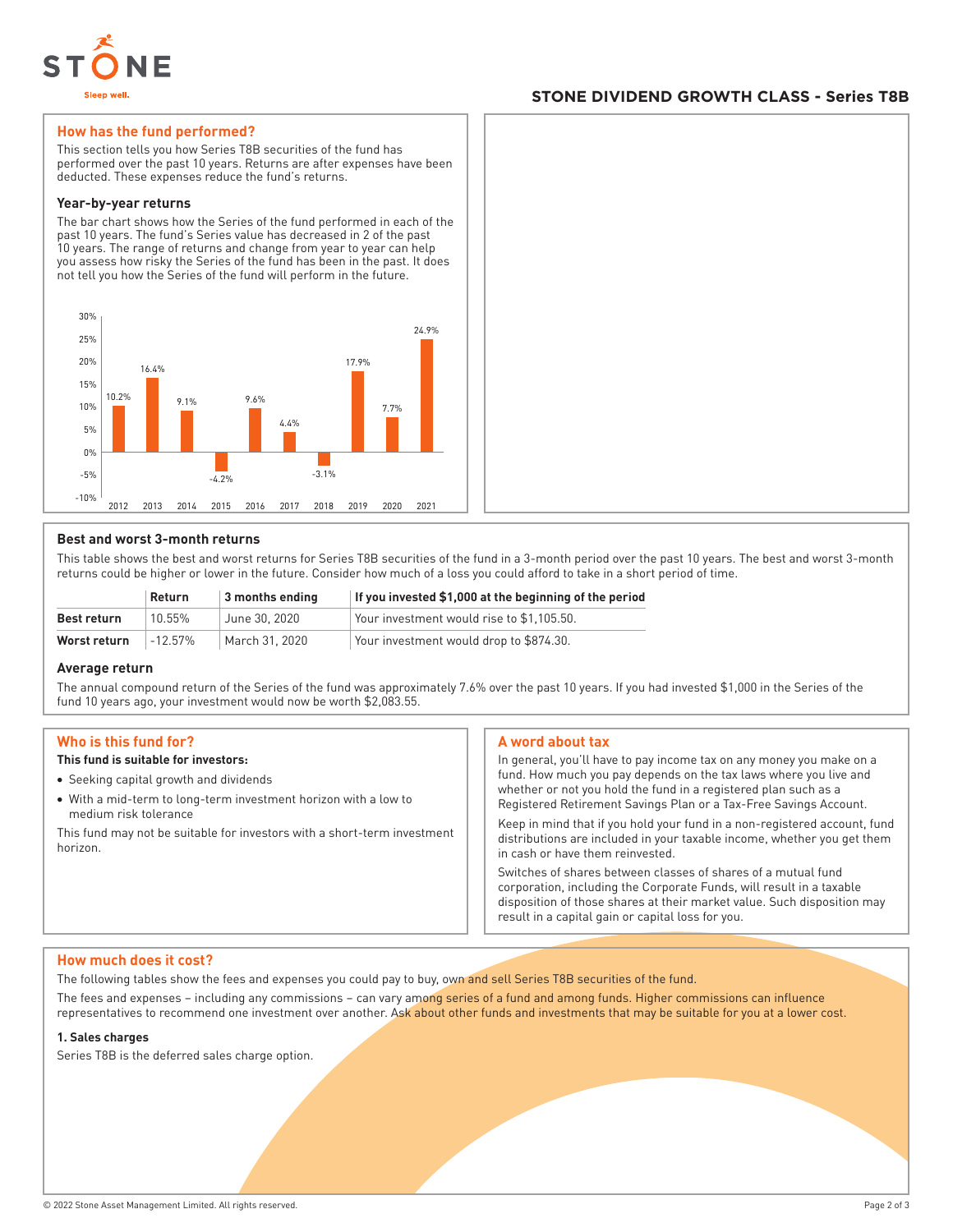## STONE DIVIDEND GROWTH CLASS - Series T8B

## How has the fund performed?

This section tells you how Series T8B securities of the fund has performed over the past 10 years. Returns are after expenses have been deducted. These expenses reduce the fund's returns.

### Year-by-year returns

The bar chart shows how the Series of the fund performed in each of the past 10 years. The fund's Series value has decreased in 2 of the past 10 years. The range of returns and change from year to year can help you assess how risky the Series of the fund has been in the past. It does not tell you how the Series of the fund will perform in the future.

| Year | Return |
|---|---|
| 2012 | 10.2% |
| 2013 | 16.4% |
| 2014 | 9.1% |
| 2015 | -4.2% |
| 2016 | 9.6% |
| 2017 | 4.4% |
| 2018 | -3.1% |
| 2019 | 17.9% |
| 2020 | 7.7% |
| 2021 | 24.9% |

### Best and worst 3-month returns

This table shows the best and worst returns for Series T8B securities of the fund in a 3-month period over the past 10 years. The best and worst 3-month returns could be higher or lower in the future. Consider how much of a loss you could afford to take in a short period of time.

| | Return | 3 months ending | If you invested $1,000 at the beginning of the period |
|---|---|---|---|
| **Best return** | 10.55% | June 30, 2020 | Your investment would rise to $1,105.50. |
| **Worst return** | -12.57% | March 31, 2020 | Your investment would drop to $874.30. |

### Average return

The annual compound return of the Series of the fund was approximately 7.6% over the past 10 years. If you had invested $1,000 in the Series of the fund 10 years ago, your investment would now be worth $2,083.55.

## Who is this fund for?

**This fund is suitable for investors:**

- Seeking capital growth and dividends
- With a mid-term to long-term investment horizon with a low to medium risk tolerance

This fund may not be suitable for investors with a short-term investment horizon.

## A word about tax

In general, you'll have to pay income tax on any money you make on a fund. How much you pay depends on the tax laws where you live and whether or not you hold the fund in a registered plan such as a Registered Retirement Savings Plan or a Tax-Free Savings Account.

Keep in mind that if you hold your fund in a non-registered account, fund distributions are included in your taxable income, whether you get them in cash or have them reinvested.

Switches of shares between classes of shares of a mutual fund corporation, including the Corporate Funds, will result in a taxable disposition of those shares at their market value. Such disposition may result in a capital gain or capital loss for you.

## How much does it cost?

The following tables show the fees and expenses you could pay to buy, own and sell Series T8B securities of the fund.

The fees and expenses – including any commissions – can vary among series of a fund and among funds. Higher commissions can influence representatives to recommend one investment over another. Ask about other funds and investments that may be suitable for you at a lower cost.

### 1. Sales charges

Series T8B is the deferred sales charge option.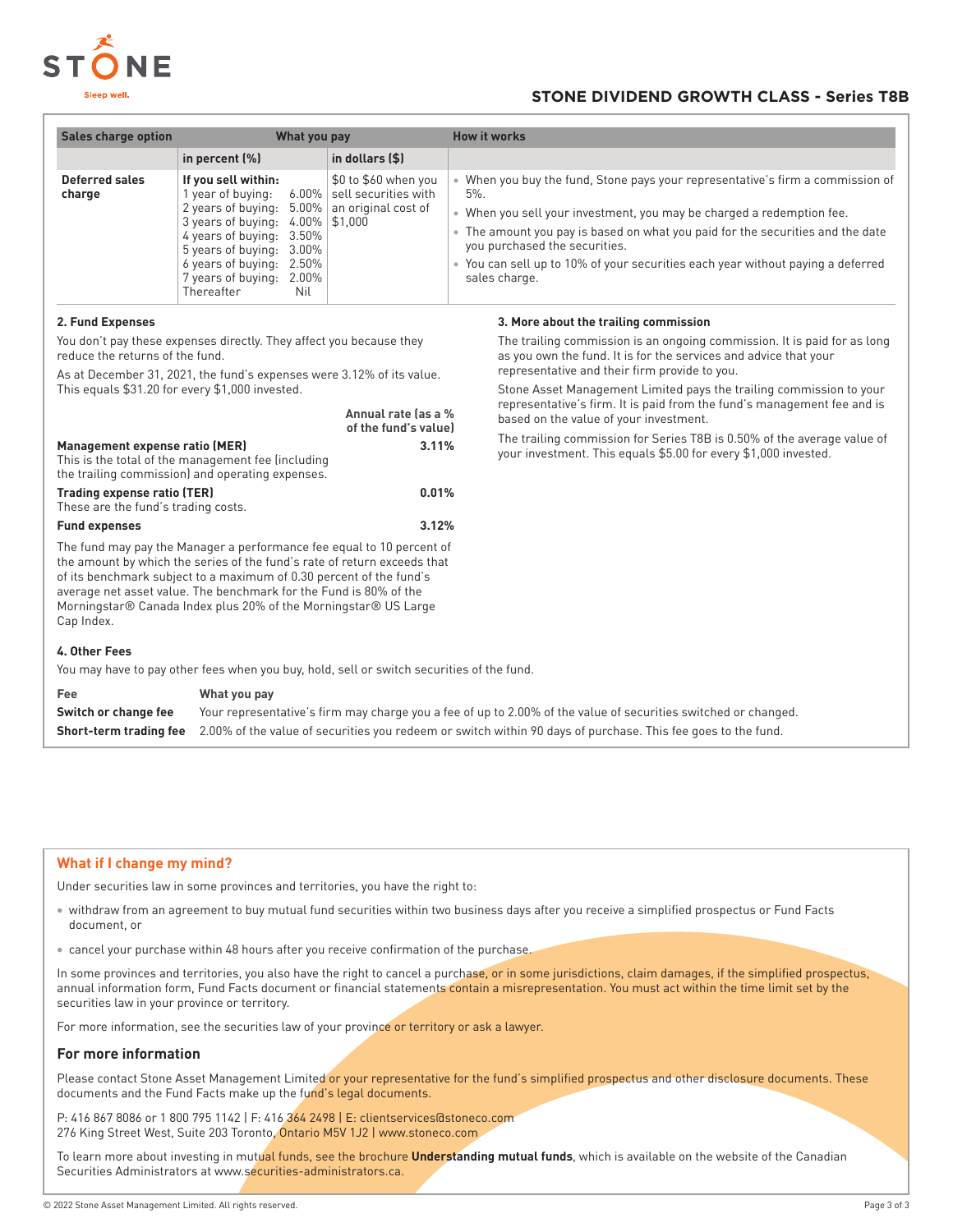## STONE DIVIDEND GROWTH CLASS - Series T8B

| Sales charge option | What you pay | | How it works |
|---|---|---|---|
| | in percent (%) | in dollars ($) | |
| Deferred sales charge | **If you sell within:**<br>1 year of buying: 6.00%<br>2 years of buying: 5.00%<br>3 years of buying: 4.00%<br>4 years of buying: 3.50%<br>5 years of buying: 3.00%<br>6 years of buying: 2.50%<br>7 years of buying: 2.00%<br>Thereafter Nil | $0 to $60 when you sell securities with an original cost of $1,000 | • When you buy the fund, Stone pays your representative's firm a commission of 5%.<br>• When you sell your investment, you may be charged a redemption fee.<br>• The amount you pay is based on what you paid for the securities and the date you purchased the securities.<br>• You can sell up to 10% of your securities each year without paying a deferred sales charge. |

### 2. Fund Expenses

You don't pay these expenses directly. They affect you because they reduce the returns of the fund.

As at December 31, 2021, the fund's expenses were 3.12% of its value. This equals $31.20 for every $1,000 invested.

| | Annual rate (as a % of the fund's value) |
|---|---|
| **Management expense ratio (MER)**<br>This is the total of the management fee (including the trailing commission) and operating expenses. | **3.11%** |
| **Trading expense ratio (TER)**<br>These are the fund's trading costs. | **0.01%** |
| **Fund expenses** | **3.12%** |

The fund may pay the Manager a performance fee equal to 10 percent of the amount by which the series of the fund's rate of return exceeds that of its benchmark subject to a maximum of 0.30 percent of the fund's average net asset value. The benchmark for the Fund is 80% of the Morningstar® Canada Index plus 20% of the Morningstar® US Large Cap Index.

### 3. More about the trailing commission

The trailing commission is an ongoing commission. It is paid for as long as you own the fund. It is for the services and advice that your representative and their firm provide to you.

Stone Asset Management Limited pays the trailing commission to your representative's firm. It is paid from the fund's management fee and is based on the value of your investment.

The trailing commission for Series T8B is 0.50% of the average value of your investment. This equals $5.00 for every $1,000 invested.

### 4. Other Fees

You may have to pay other fees when you buy, hold, sell or switch securities of the fund.

| Fee | What you pay |
|---|---|
| **Switch or change fee** | Your representative's firm may charge you a fee of up to 2.00% of the value of securities switched or changed. |
| **Short-term trading fee** | 2.00% of the value of securities you redeem or switch within 90 days of purchase. This fee goes to the fund. |

## What if I change my mind?

Under securities law in some provinces and territories, you have the right to:

- withdraw from an agreement to buy mutual fund securities within two business days after you receive a simplified prospectus or Fund Facts document, or
- cancel your purchase within 48 hours after you receive confirmation of the purchase.

In some provinces and territories, you also have the right to cancel a purchase, or in some jurisdictions, claim damages, if the simplified prospectus, annual information form, Fund Facts document or financial statements contain a misrepresentation. You must act within the time limit set by the securities law in your province or territory.

For more information, see the securities law of your province or territory or ask a lawyer.

## For more information

Please contact Stone Asset Management Limited or your representative for the fund's simplified prospectus and other disclosure documents. These documents and the Fund Facts make up the fund's legal documents.

P: 416 867 8086 or 1 800 795 1142 | F: 416 364 2498 | E: clientservices@stoneco.com
276 King Street West, Suite 203 Toronto, Ontario M5V 1J2 | www.stoneco.com

To learn more about investing in mutual funds, see the brochure **Understanding mutual funds**, which is available on the website of the Canadian Securities Administrators at www.securities-administrators.ca.

© 2022 Stone Asset Management Limited. All rights reserved.